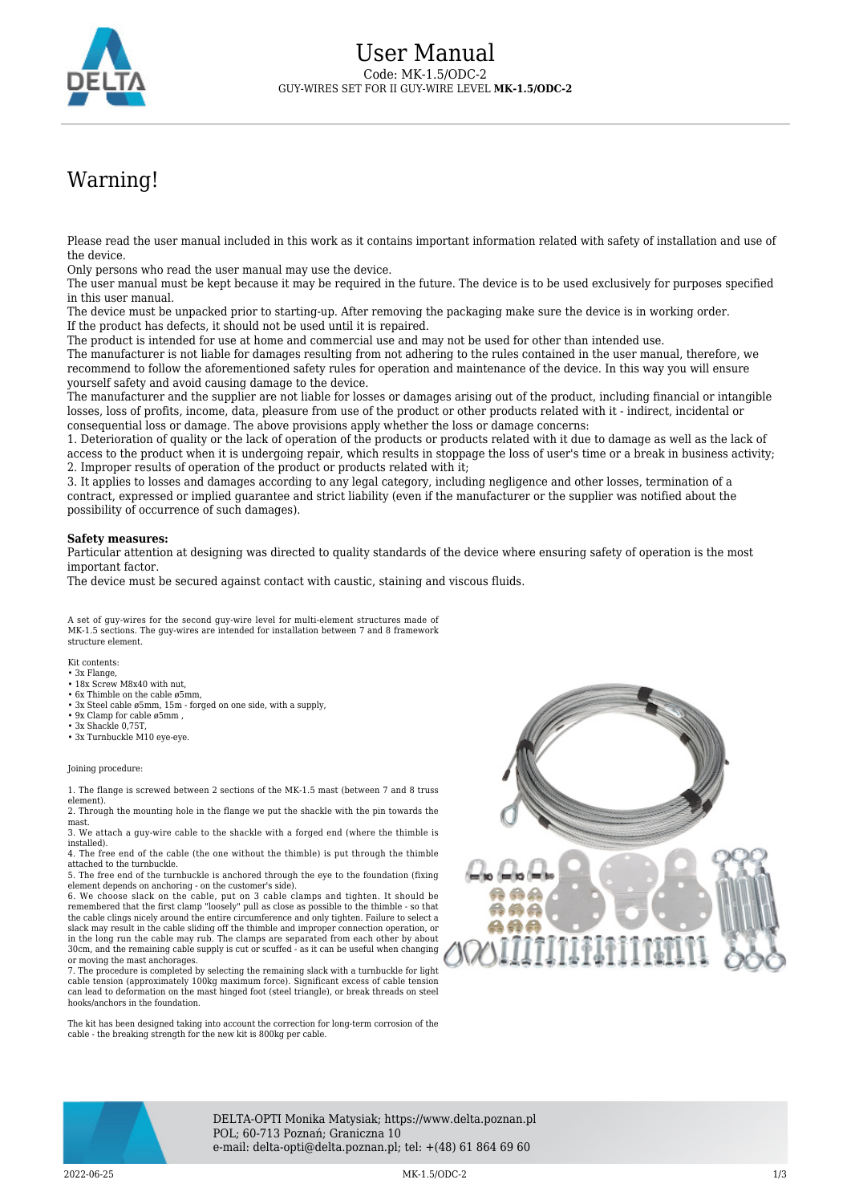# User Manual

Code: MK-1.5/ODC-2

GUY-WIRES SET FOR II GUY-WIRE LEVEL **MK-1.5/ODC-2**

# Warning!

Please read the user manual included in this work as it contains important information related with safety of installation and use of the device.

Only persons who read the user manual may use the device.

The user manual must be kept because it may be required in the future. The device is to be used exclusively for purposes specified in this user manual.

The device must be unpacked prior to starting-up. After removing the packaging make sure the device is in working order.

If the product has defects, it should not be used until it is repaired.

The product is intended for use at home and commercial use and may not be used for other than intended use.

The manufacturer is not liable for damages resulting from not adhering to the rules contained in the user manual, therefore, we recommend to follow the aforementioned safety rules for operation and maintenance of the device. In this way you will ensure yourself safety and avoid causing damage to the device.

The manufacturer and the supplier are not liable for losses or damages arising out of the product, including financial or intangible losses, loss of profits, income, data, pleasure from use of the product or other products related with it - indirect, incidental or consequential loss or damage. The above provisions apply whether the loss or damage concerns:

1. Deterioration of quality or the lack of operation of the products or products related with it due to damage as well as the lack of access to the product when it is undergoing repair, which results in stoppage the loss of user's time or a break in business activity;
2. Improper results of operation of the product or products related with it;
3. It applies to losses and damages according to any legal category, including negligence and other losses, termination of a contract, expressed or implied guarantee and strict liability (even if the manufacturer or the supplier was notified about the possibility of occurrence of such damages).

**Safety measures:**

Particular attention at designing was directed to quality standards of the device where ensuring safety of operation is the most important factor.

The device must be secured against contact with caustic, staining and viscous fluids.

A set of guy-wires for the second guy-wire level for multi-element structures made of MK-1.5 sections. The guy-wires are intended for installation between 7 and 8 framework structure element.

Kit contents:

- 3x Flange,
- 18x Screw M8x40 with nut,
- 6x Thimble on the cable ø5mm,
- 3x Steel cable ø5mm, 15m - forged on one side, with a supply,
- 9x Clamp for cable ø5mm ,
- 3x Shackle 0,75T,
- 3x Turnbuckle M10 eye-eye.

Joining procedure:

1. The flange is screwed between 2 sections of the MK-1.5 mast (between 7 and 8 truss element).
2. Through the mounting hole in the flange we put the shackle with the pin towards the mast.
3. We attach a guy-wire cable to the shackle with a forged end (where the thimble is installed).
4. The free end of the cable (the one without the thimble) is put through the thimble attached to the turnbuckle.
5. The free end of the turnbuckle is anchored through the eye to the foundation (fixing element depends on anchoring - on the customer's side).
6. We choose slack on the cable, put on 3 cable clamps and tighten. It should be remembered that the first clamp "loosely" pull as close as possible to the thimble - so that the cable clings nicely around the entire circumference and only tighten. Failure to select a slack may result in the cable sliding off the thimble and improper connection operation, or in the long run the cable may rub. The clamps are separated from each other by about 30cm, and the remaining cable supply is cut or scuffed - as it can be useful when changing or moving the mast anchorages.
7. The procedure is completed by selecting the remaining slack with a turnbuckle for light cable tension (approximately 100kg maximum force). Significant excess of cable tension can lead to deformation on the mast hinged foot (steel triangle), or break threads on steel hooks/anchors in the foundation.

The kit has been designed taking into account the correction for long-term corrosion of the cable - the breaking strength for the new kit is 800kg per cable.

DELTA-OPTI Monika Matysiak; https://www.delta.poznan.pl
POL; 60-713 Poznań; Graniczna 10
e-mail: delta-opti@delta.poznan.pl; tel: +(48) 61 864 69 60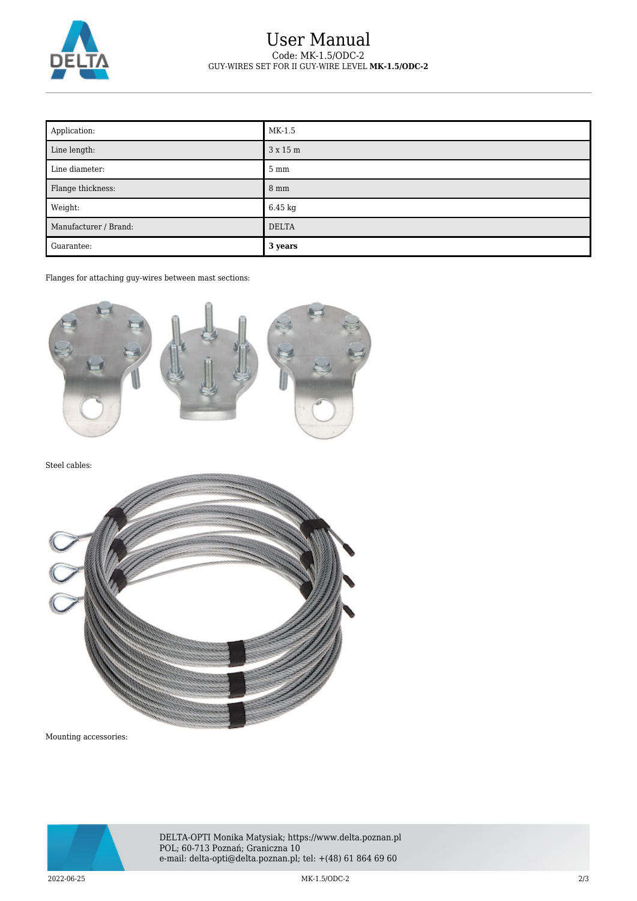| Application: | MK-1.5 |
| --- | --- |
| Line length: | 3 x 15 m |
| Line diameter: | 5 mm |
| Flange thickness: | 8 mm |
| Weight: | 6.45 kg |
| Manufacturer / Brand: | DELTA |
| Guarantee: | **3 years** |

Flanges for attaching guy-wires between mast sections:

Steel cables:

Mounting accessories: